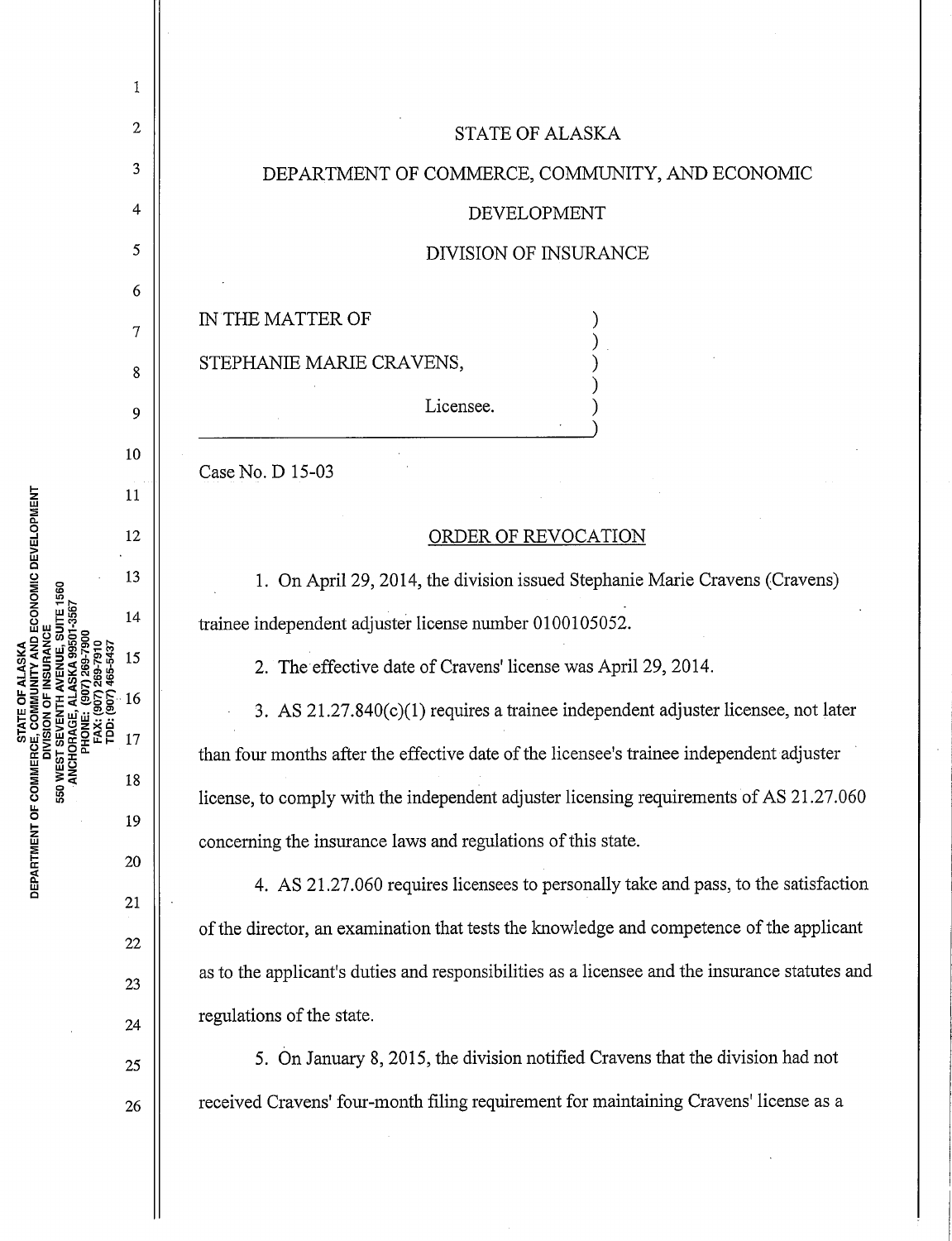STATE OF ALASKA

DEPARTMENT OF COMMERCE, COMMUNITY, AND ECONOMIC DEVELOPMENT

DIVISION OF INSURANCE

IN THE MATTER OF

STEPHANIE MARIE CRAVENS,

Licensee.

Case No. D 15-03

## ORDER OF REVOCATION

1. On April 29, 2014, the division issued Stephanie Marie Cravens (Cravens) trainee independent adjuster license number 0100105052.

2. The effective date of Cravens' license was April 29, 2014.

3. AS 21.27.840(c)(1) requires a trainee independent adjuster licensee, not later than four months after the effective date of the licensee's trainee independent adjuster license, to comply with the independent adjuster licensing requirements of AS 21.27.060 concerning the insurance laws and regulations of this state.

4. AS 21.27.060 requires licensees to personally take and pass, to the satisfaction of the director, an examination that tests the knowledge and competence of the applicant as to the applicant's duties and responsibilities as a licensee and the insurance statutes and regulations of the state.

5. On January 8, 2015, the division notified Cravens that the division had not received Cravens' four-month filing requirement for maintaining Cravens' license as a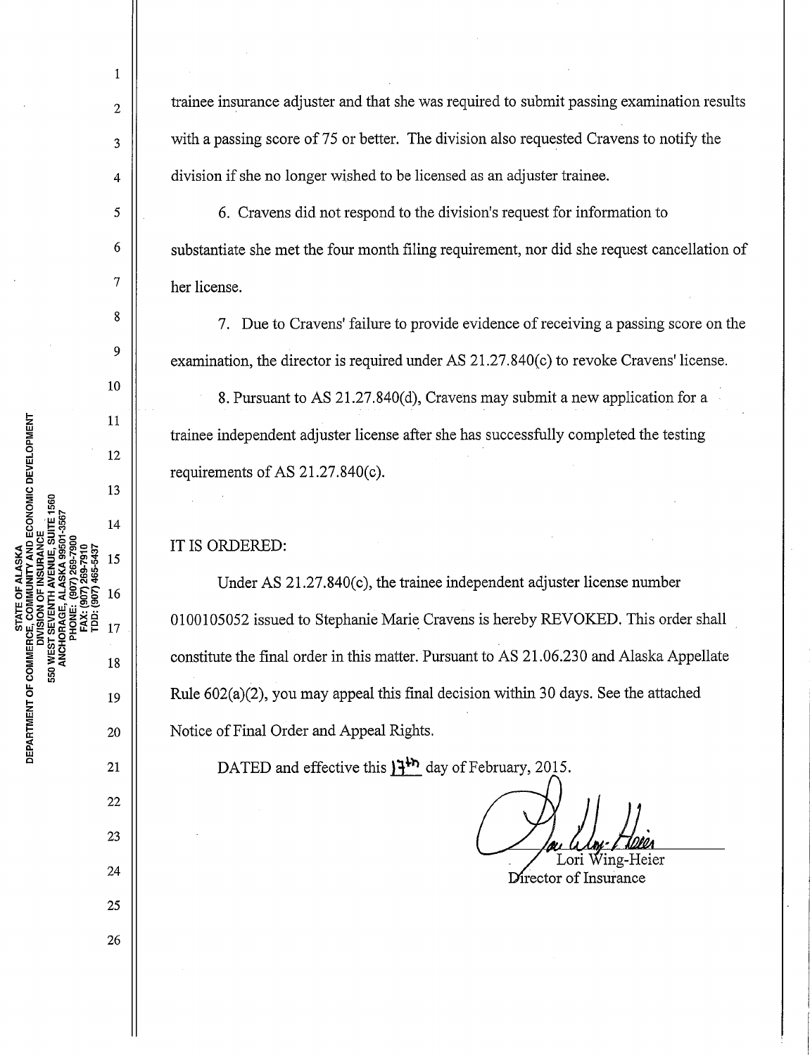trainee insurance adjuster and that she was required to submit passing examination results with a passing score of 75 or better. The division also requested Cravens to notify the division if she no longer wished to be licensed as an adjuster trainee.

6. Cravens did not respond to the division's request for information to substantiate she met the four month filing requirement, nor did she request cancellation of her license.

7. Due to Cravens' failure to provide evidence of receiving a passing score on the examination, the director is required under AS 21.27.840(c) to revoke Cravens' license.

8. Pursuant to AS 21.27.840(d), Cravens may submit a new application for a trainee independent adjuster license after she has successfully completed the testing requirements of AS 21.27.840(c).

IT IS ORDERED:

Under AS 21.27.840(c), the trainee independent adjuster license number 0100105052 issued to Stephanie Marie Cravens is hereby REVOKED. This order shall constitute the final order in this matter. Pursuant to AS 21.06.230 and Alaska Appellate Rule 602(a)(2), you may appeal this final decision within 30 days. See the attached Notice of Final Order and Appeal Rights.

DATED and effective this 17th day of February, 2015.

Lori Wing-Heier
Director of Insurance

STATE OF ALASKA
DEPARTMENT OF COMMERCE, COMMUNITY AND ECONOMIC DEVELOPMENT
DIVISION OF INSURANCE
550 WEST SEVENTH AVENUE, SUITE 1560
ANCHORAGE, ALASKA 99501-3567
PHONE: (907) 269-7900
FAX: (907) 269-7910
TDD: (907) 465-5437